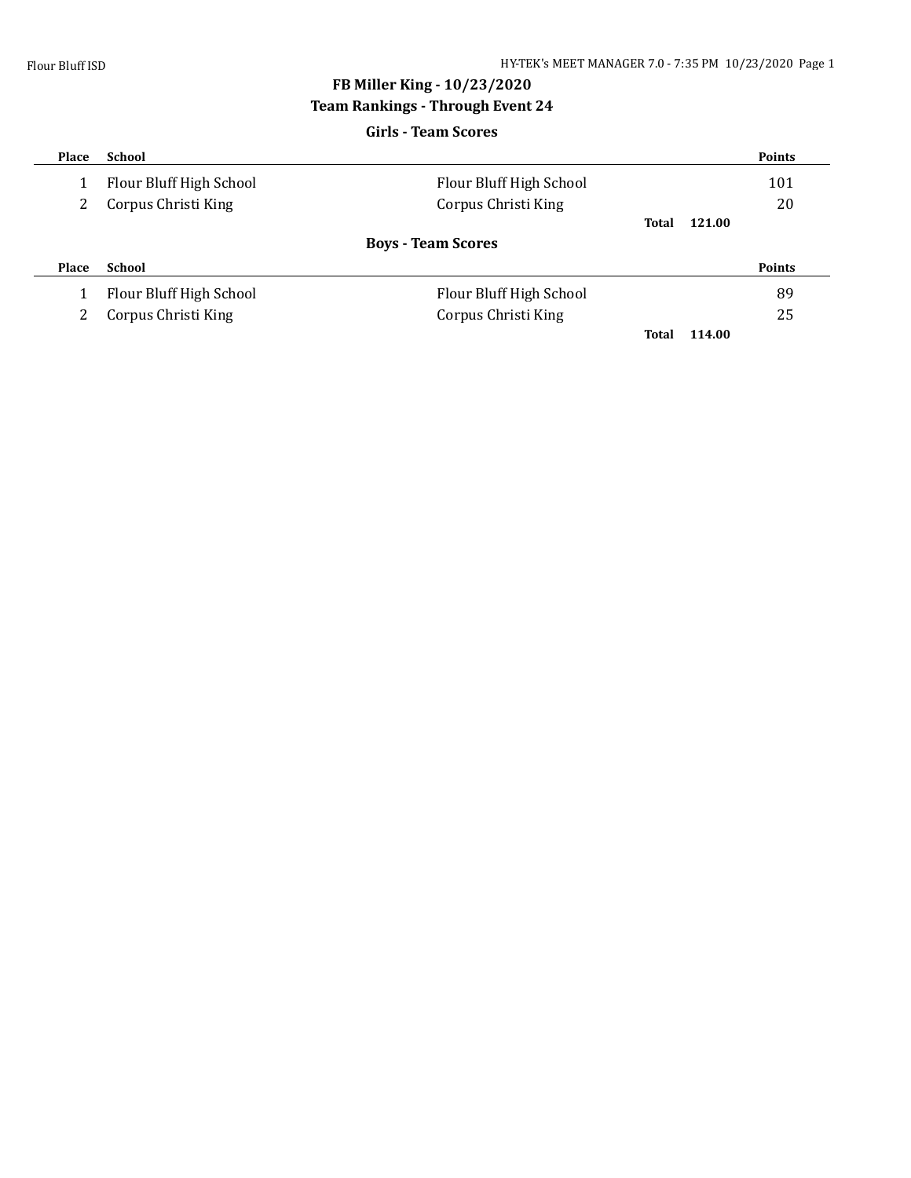# FB Miller King - 10/23/2020

## Team Rankings - Through Event 24

### Girls - Team Scores

| Place | School | | Points |
|---|---|---|---|
| 1 | Flour Bluff High School | Flour Bluff High School | 101 |
| 2 | Corpus Christi King | Corpus Christi King | 20 |
| | | **Total** | **121.00** |

### Boys - Team Scores

| Place | School | | Points |
|---|---|---|---|
| 1 | Flour Bluff High School | Flour Bluff High School | 89 |
| 2 | Corpus Christi King | Corpus Christi King | 25 |
| | | **Total** | **114.00** |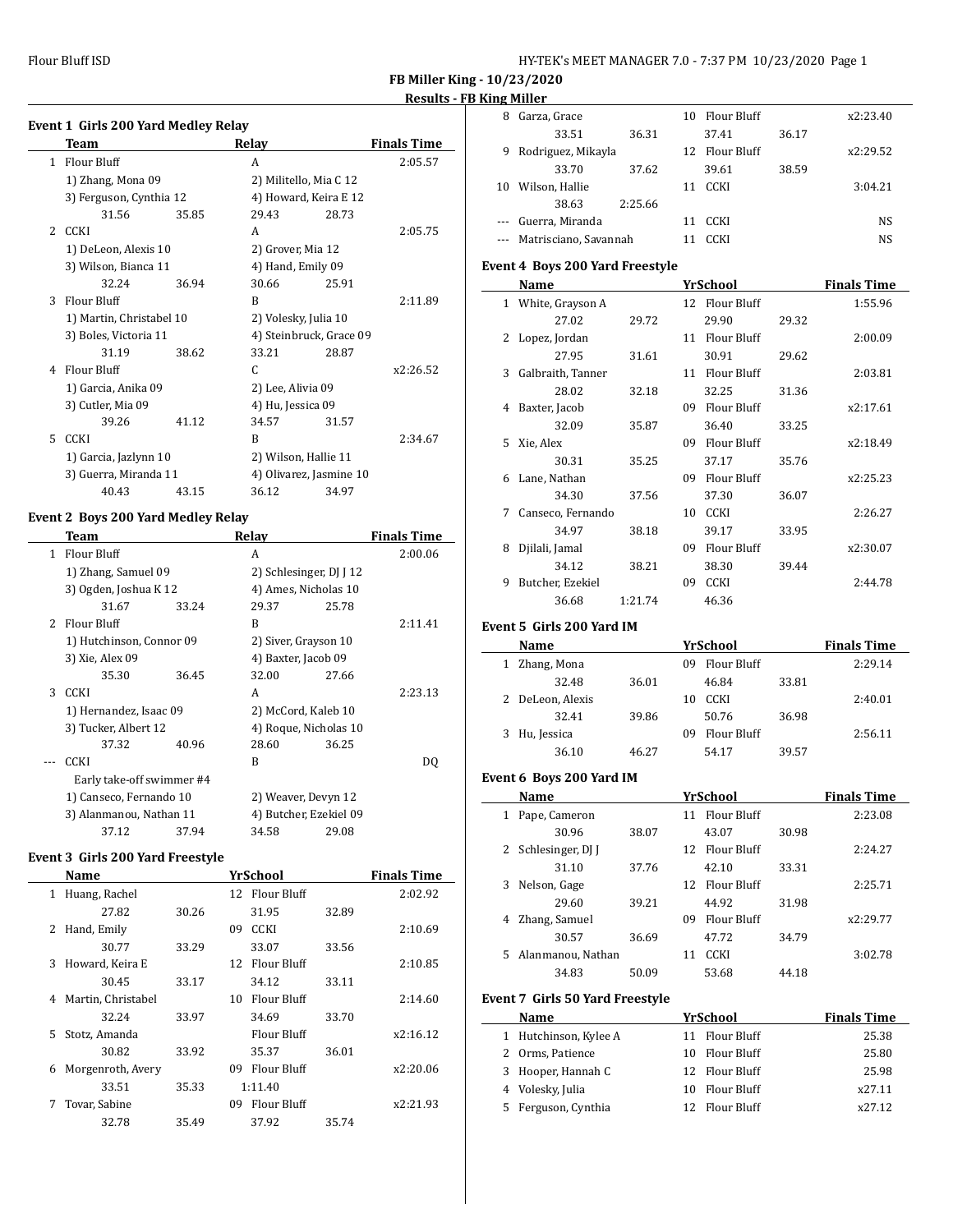**FB Miller King - 10/23/2020**

**Results - FB King Miller**

### Event 1 Girls 200 Yard Medley Relay

| | Team | | Relay | | Finals Time |
|---|---|---|---|---|---|
| 1 | Flour Bluff | | A | | 2:05.57 |
| | 1) Zhang, Mona 09 | | 2) Militello, Mia C 12 | | |
| | 3) Ferguson, Cynthia 12 | | 4) Howard, Keira E 12 | | |
| | 31.56 | 35.85 | 29.43 | 28.73 | |
| 2 | CCKI | | A | | 2:05.75 |
| | 1) DeLeon, Alexis 10 | | 2) Grover, Mia 12 | | |
| | 3) Wilson, Bianca 11 | | 4) Hand, Emily 09 | | |
| | 32.24 | 36.94 | 30.66 | 25.91 | |
| 3 | Flour Bluff | | B | | 2:11.89 |
| | 1) Martin, Christabel 10 | | 2) Volesky, Julia 10 | | |
| | 3) Boles, Victoria 11 | | 4) Steinbruck, Grace 09 | | |
| | 31.19 | 38.62 | 33.21 | 28.87 | |
| 4 | Flour Bluff | | C | | x2:26.52 |
| | 1) Garcia, Anika 09 | | 2) Lee, Alivia 09 | | |
| | 3) Cutler, Mia 09 | | 4) Hu, Jessica 09 | | |
| | 39.26 | 41.12 | 34.57 | 31.57 | |
| 5 | CCKI | | B | | 2:34.67 |
| | 1) Garcia, Jazlynn 10 | | 2) Wilson, Hallie 11 | | |
| | 3) Guerra, Miranda 11 | | 4) Olivarez, Jasmine 10 | | |
| | 40.43 | 43.15 | 36.12 | 34.97 | |

### Event 2 Boys 200 Yard Medley Relay

| | Team | | Relay | | Finals Time |
|---|---|---|---|---|---|
| 1 | Flour Bluff | | A | | 2:00.06 |
| | 1) Zhang, Samuel 09 | | 2) Schlesinger, DJ J 12 | | |
| | 3) Ogden, Joshua K 12 | | 4) Ames, Nicholas 10 | | |
| | 31.67 | 33.24 | 29.37 | 25.78 | |
| 2 | Flour Bluff | | B | | 2:11.41 |
| | 1) Hutchinson, Connor 09 | | 2) Siver, Grayson 10 | | |
| | 3) Xie, Alex 09 | | 4) Baxter, Jacob 09 | | |
| | 35.30 | 36.45 | 32.00 | 27.66 | |
| 3 | CCKI | | A | | 2:23.13 |
| | 1) Hernandez, Isaac 09 | | 2) McCord, Kaleb 10 | | |
| | 3) Tucker, Albert 12 | | 4) Roque, Nicholas 10 | | |
| | 37.32 | 40.96 | 28.60 | 36.25 | |
| --- | CCKI | | B | | DQ |
| | Early take-off swimmer #4 | | | | |
| | 1) Canseco, Fernando 10 | | 2) Weaver, Devyn 12 | | |
| | 3) Alanmanou, Nathan 11 | | 4) Butcher, Ezekiel 09 | | |
| | 37.12 | 37.94 | 34.58 | 29.08 | |

### Event 3 Girls 200 Yard Freestyle

| | Name | | YrSchool | | Finals Time |
|---|---|---|---|---|---|
| 1 | Huang, Rachel | | 12 Flour Bluff | | 2:02.92 |
| | 27.82 | 30.26 | 31.95 | 32.89 | |
| 2 | Hand, Emily | | 09 CCKI | | 2:10.69 |
| | 30.77 | 33.29 | 33.07 | 33.56 | |
| 3 | Howard, Keira E | | 12 Flour Bluff | | 2:10.85 |
| | 30.45 | 33.17 | 34.12 | 33.11 | |
| 4 | Martin, Christabel | | 10 Flour Bluff | | 2:14.60 |
| | 32.24 | 33.97 | 34.69 | 33.70 | |
| 5 | Stotz, Amanda | | Flour Bluff | | x2:16.12 |
| | 30.82 | 33.92 | 35.37 | 36.01 | |
| 6 | Morgenroth, Avery | | 09 Flour Bluff | | x2:20.06 |
| | 33.51 | 35.33 | 1:11.40 | | |
| 7 | Tovar, Sabine | | 09 Flour Bluff | | x2:21.93 |
| | 32.78 | 35.49 | 37.92 | 35.74 | |
| 8 | Garza, Grace | | 10 Flour Bluff | | x2:23.40 |
| | 33.51 | 36.31 | 37.41 | 36.17 | |
| 9 | Rodriguez, Mikayla | | 12 Flour Bluff | | x2:29.52 |
| | 33.70 | 37.62 | 39.61 | 38.59 | |
| 10 | Wilson, Hallie | | 11 CCKI | | 3:04.21 |
| | 38.63 | 2:25.66 | | | |
| --- | Guerra, Miranda | | 11 CCKI | | NS |
| --- | Matrisciano, Savannah | | 11 CCKI | | NS |

### Event 4 Boys 200 Yard Freestyle

| | Name | | YrSchool | | Finals Time |
|---|---|---|---|---|---|
| 1 | White, Grayson A | | 12 Flour Bluff | | 1:55.96 |
| | 27.02 | 29.72 | 29.90 | 29.32 | |
| 2 | Lopez, Jordan | | 11 Flour Bluff | | 2:00.09 |
| | 27.95 | 31.61 | 30.91 | 29.62 | |
| 3 | Galbraith, Tanner | | 11 Flour Bluff | | 2:03.81 |
| | 28.02 | 32.18 | 32.25 | 31.36 | |
| 4 | Baxter, Jacob | | 09 Flour Bluff | | x2:17.61 |
| | 32.09 | 35.87 | 36.40 | 33.25 | |
| 5 | Xie, Alex | | 09 Flour Bluff | | x2:18.49 |
| | 30.31 | 35.25 | 37.17 | 35.76 | |
| 6 | Lane, Nathan | | 09 Flour Bluff | | x2:25.23 |
| | 34.30 | 37.56 | 37.30 | 36.07 | |
| 7 | Canseco, Fernando | | 10 CCKI | | 2:26.27 |
| | 34.97 | 38.18 | 39.17 | 33.95 | |
| 8 | Djilali, Jamal | | 09 Flour Bluff | | x2:30.07 |
| | 34.12 | 38.21 | 38.30 | 39.44 | |
| 9 | Butcher, Ezekiel | | 09 CCKI | | 2:44.78 |
| | 36.68 | 1:21.74 | 46.36 | | |

### Event 5 Girls 200 Yard IM

| | Name | | YrSchool | | Finals Time |
|---|---|---|---|---|---|
| 1 | Zhang, Mona | | 09 Flour Bluff | | 2:29.14 |
| | 32.48 | 36.01 | 46.84 | 33.81 | |
| 2 | DeLeon, Alexis | | 10 CCKI | | 2:40.01 |
| | 32.41 | 39.86 | 50.76 | 36.98 | |
| 3 | Hu, Jessica | | 09 Flour Bluff | | 2:56.11 |
| | 36.10 | 46.27 | 54.17 | 39.57 | |

### Event 6 Boys 200 Yard IM

| | Name | | YrSchool | | Finals Time |
|---|---|---|---|---|---|
| 1 | Pape, Cameron | | 11 Flour Bluff | | 2:23.08 |
| | 30.96 | 38.07 | 43.07 | 30.98 | |
| 2 | Schlesinger, DJ J | | 12 Flour Bluff | | 2:24.27 |
| | 31.10 | 37.76 | 42.10 | 33.31 | |
| 3 | Nelson, Gage | | 12 Flour Bluff | | 2:25.71 |
| | 29.60 | 39.21 | 44.92 | 31.98 | |
| 4 | Zhang, Samuel | | 09 Flour Bluff | | x2:29.77 |
| | 30.57 | 36.69 | 47.72 | 34.79 | |
| 5 | Alanmanou, Nathan | | 11 CCKI | | 3:02.78 |
| | 34.83 | 50.09 | 53.68 | 44.18 | |

### Event 7 Girls 50 Yard Freestyle

| | Name | YrSchool | Finals Time |
|---|---|---|---|
| 1 | Hutchinson, Kylee A | 11 Flour Bluff | 25.38 |
| 2 | Orms, Patience | 10 Flour Bluff | 25.80 |
| 3 | Hooper, Hannah C | 12 Flour Bluff | 25.98 |
| 4 | Volesky, Julia | 10 Flour Bluff | x27.11 |
| 5 | Ferguson, Cynthia | 12 Flour Bluff | x27.12 |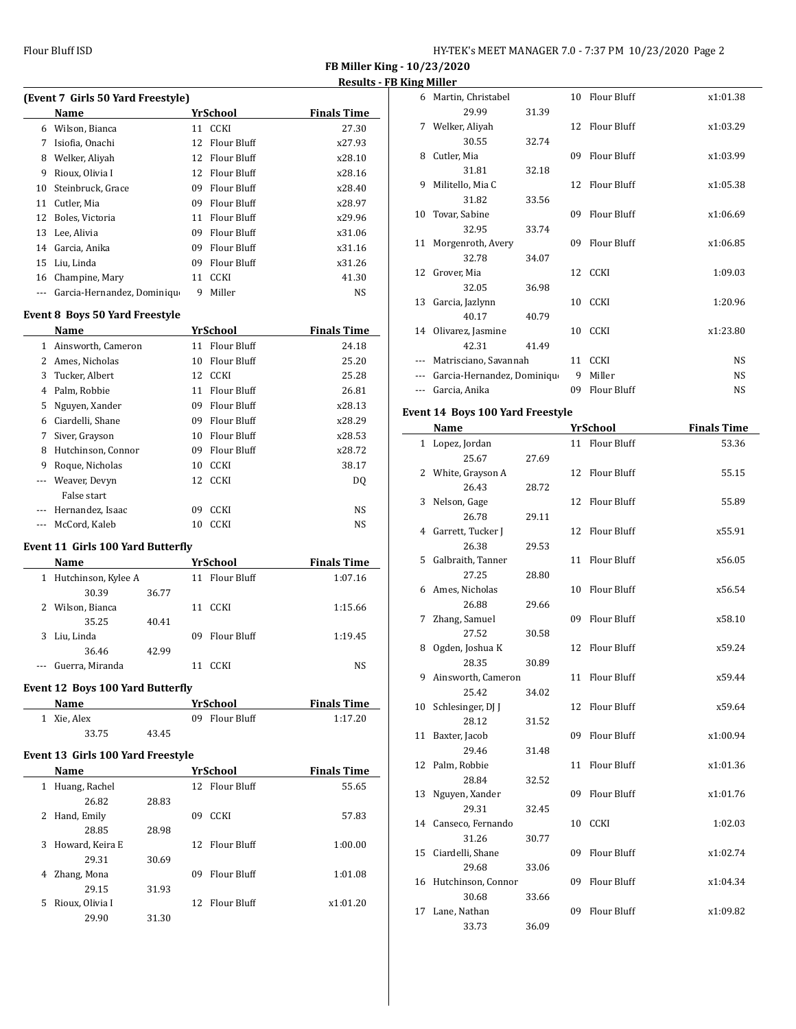**FB Miller King - 10/23/2020**

**Results - FB King Miller**

### (Event 7 Girls 50 Yard Freestyle)

| | Name | Yr | School | Finals Time |
|---|---|---|---|---|
| 6 | Wilson, Bianca | 11 | CCKI | 27.30 |
| 7 | Isiofia, Onachi | 12 | Flour Bluff | x27.93 |
| 8 | Welker, Aliyah | 12 | Flour Bluff | x28.10 |
| 9 | Rioux, Olivia I | 12 | Flour Bluff | x28.16 |
| 10 | Steinbruck, Grace | 09 | Flour Bluff | x28.40 |
| 11 | Cutler, Mia | 09 | Flour Bluff | x28.97 |
| 12 | Boles, Victoria | 11 | Flour Bluff | x29.96 |
| 13 | Lee, Alivia | 09 | Flour Bluff | x31.06 |
| 14 | Garcia, Anika | 09 | Flour Bluff | x31.16 |
| 15 | Liu, Linda | 09 | Flour Bluff | x31.26 |
| 16 | Champine, Mary | 11 | CCKI | 41.30 |
| --- | Garcia-Hernandez, Dominiqu | 9 | Miller | NS |

### Event 8 Boys 50 Yard Freestyle

| | Name | Yr | School | Finals Time |
|---|---|---|---|---|
| 1 | Ainsworth, Cameron | 11 | Flour Bluff | 24.18 |
| 2 | Ames, Nicholas | 10 | Flour Bluff | 25.20 |
| 3 | Tucker, Albert | 12 | CCKI | 25.28 |
| 4 | Palm, Robbie | 11 | Flour Bluff | 26.81 |
| 5 | Nguyen, Xander | 09 | Flour Bluff | x28.13 |
| 6 | Ciardelli, Shane | 09 | Flour Bluff | x28.29 |
| 7 | Siver, Grayson | 10 | Flour Bluff | x28.53 |
| 8 | Hutchinson, Connor | 09 | Flour Bluff | x28.72 |
| 9 | Roque, Nicholas | 10 | CCKI | 38.17 |
| --- | Weaver, Devyn | 12 | CCKI | DQ |
| | False start | | | |
| --- | Hernandez, Isaac | 09 | CCKI | NS |
| --- | McCord, Kaleb | 10 | CCKI | NS |

### Event 11 Girls 100 Yard Butterfly

| | Name | | Yr | School | Finals Time |
|---|---|---|---|---|---|
| 1 | Hutchinson, Kylee A | | 11 | Flour Bluff | 1:07.16 |
| | 30.39 | 36.77 | | | |
| 2 | Wilson, Bianca | | 11 | CCKI | 1:15.66 |
| | 35.25 | 40.41 | | | |
| 3 | Liu, Linda | | 09 | Flour Bluff | 1:19.45 |
| | 36.46 | 42.99 | | | |
| --- | Guerra, Miranda | | 11 | CCKI | NS |

### Event 12 Boys 100 Yard Butterfly

| | Name | | Yr | School | Finals Time |
|---|---|---|---|---|---|
| 1 | Xie, Alex | | 09 | Flour Bluff | 1:17.20 |
| | 33.75 | 43.45 | | | |

### Event 13 Girls 100 Yard Freestyle

| | Name | | Yr | School | Finals Time |
|---|---|---|---|---|---|
| 1 | Huang, Rachel | | 12 | Flour Bluff | 55.65 |
| | 26.82 | 28.83 | | | |
| 2 | Hand, Emily | | 09 | CCKI | 57.83 |
| | 28.85 | 28.98 | | | |
| 3 | Howard, Keira E | | 12 | Flour Bluff | 1:00.00 |
| | 29.31 | 30.69 | | | |
| 4 | Zhang, Mona | | 09 | Flour Bluff | 1:01.08 |
| | 29.15 | 31.93 | | | |
| 5 | Rioux, Olivia I | | 12 | Flour Bluff | x1:01.20 |
| | 29.90 | 31.30 | | | |
| 6 | Martin, Christabel | | 10 | Flour Bluff | x1:01.38 |
| | 29.99 | 31.39 | | | |
| 7 | Welker, Aliyah | | 12 | Flour Bluff | x1:03.29 |
| | 30.55 | 32.74 | | | |
| 8 | Cutler, Mia | | 09 | Flour Bluff | x1:03.99 |
| | 31.81 | 32.18 | | | |
| 9 | Militello, Mia C | | 12 | Flour Bluff | x1:05.38 |
| | 31.82 | 33.56 | | | |
| 10 | Tovar, Sabine | | 09 | Flour Bluff | x1:06.69 |
| | 32.95 | 33.74 | | | |
| 11 | Morgenroth, Avery | | 09 | Flour Bluff | x1:06.85 |
| | 32.78 | 34.07 | | | |
| 12 | Grover, Mia | | 12 | CCKI | 1:09.03 |
| | 32.05 | 36.98 | | | |
| 13 | Garcia, Jazlynn | | 10 | CCKI | 1:20.96 |
| | 40.17 | 40.79 | | | |
| 14 | Olivarez, Jasmine | | 10 | CCKI | x1:23.80 |
| | 42.31 | 41.49 | | | |
| --- | Matrisciano, Savannah | | 11 | CCKI | NS |
| --- | Garcia-Hernandez, Dominiqu | | 9 | Miller | NS |
| --- | Garcia, Anika | | 09 | Flour Bluff | NS |

### Event 14 Boys 100 Yard Freestyle

| | Name | | Yr | School | Finals Time |
|---|---|---|---|---|---|
| 1 | Lopez, Jordan | | 11 | Flour Bluff | 53.36 |
| | 25.67 | 27.69 | | | |
| 2 | White, Grayson A | | 12 | Flour Bluff | 55.15 |
| | 26.43 | 28.72 | | | |
| 3 | Nelson, Gage | | 12 | Flour Bluff | 55.89 |
| | 26.78 | 29.11 | | | |
| 4 | Garrett, Tucker J | | 12 | Flour Bluff | x55.91 |
| | 26.38 | 29.53 | | | |
| 5 | Galbraith, Tanner | | 11 | Flour Bluff | x56.05 |
| | 27.25 | 28.80 | | | |
| 6 | Ames, Nicholas | | 10 | Flour Bluff | x56.54 |
| | 26.88 | 29.66 | | | |
| 7 | Zhang, Samuel | | 09 | Flour Bluff | x58.10 |
| | 27.52 | 30.58 | | | |
| 8 | Ogden, Joshua K | | 12 | Flour Bluff | x59.24 |
| | 28.35 | 30.89 | | | |
| 9 | Ainsworth, Cameron | | 11 | Flour Bluff | x59.44 |
| | 25.42 | 34.02 | | | |
| 10 | Schlesinger, DJ J | | 12 | Flour Bluff | x59.64 |
| | 28.12 | 31.52 | | | |
| 11 | Baxter, Jacob | | 09 | Flour Bluff | x1:00.94 |
| | 29.46 | 31.48 | | | |
| 12 | Palm, Robbie | | 11 | Flour Bluff | x1:01.36 |
| | 28.84 | 32.52 | | | |
| 13 | Nguyen, Xander | | 09 | Flour Bluff | x1:01.76 |
| | 29.31 | 32.45 | | | |
| 14 | Canseco, Fernando | | 10 | CCKI | 1:02.03 |
| | 31.26 | 30.77 | | | |
| 15 | Ciardelli, Shane | | 09 | Flour Bluff | x1:02.74 |
| | 29.68 | 33.06 | | | |
| 16 | Hutchinson, Connor | | 09 | Flour Bluff | x1:04.34 |
| | 30.68 | 33.66 | | | |
| 17 | Lane, Nathan | | 09 | Flour Bluff | x1:09.82 |
| | 33.73 | 36.09 | | | |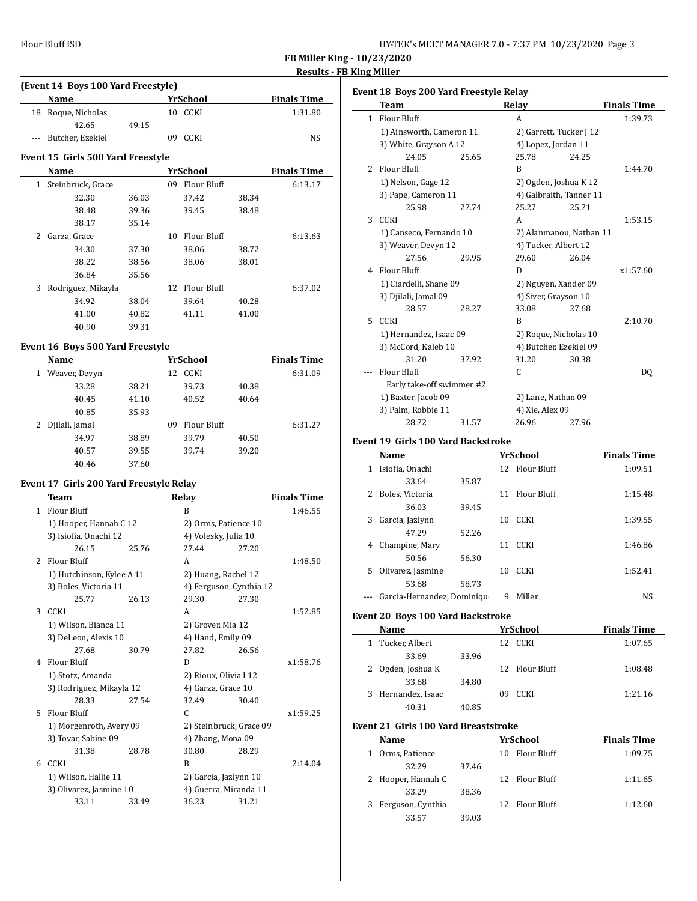FB Miller King - 10/23/2020

Results - FB King Miller

### (Event 14 Boys 100 Yard Freestyle)

| | Name | Yr | School | Finals Time |
|---|---|---|---|---|
| 18 | Roque, Nicholas | 10 | CCKI | 1:31.80 |
| | 42.65 49.15 | | | |
| --- | Butcher, Ezekiel | 09 | CCKI | NS |

### Event 15 Girls 500 Yard Freestyle

| | Name | Yr | School | Finals Time |
|---|---|---|---|---|
| 1 | Steinbruck, Grace | 09 | Flour Bluff | 6:13.17 |
| | 32.30 36.03 37.42 38.34 | | | |
| | 38.48 39.36 39.45 38.48 | | | |
| | 38.17 35.14 | | | |
| 2 | Garza, Grace | 10 | Flour Bluff | 6:13.63 |
| | 34.30 37.30 38.06 38.72 | | | |
| | 38.22 38.56 38.06 38.01 | | | |
| | 36.84 35.56 | | | |
| 3 | Rodriguez, Mikayla | 12 | Flour Bluff | 6:37.02 |
| | 34.92 38.04 39.64 40.28 | | | |
| | 41.00 40.82 41.11 41.00 | | | |
| | 40.90 39.31 | | | |

### Event 16 Boys 500 Yard Freestyle

| | Name | Yr | School | Finals Time |
|---|---|---|---|---|
| 1 | Weaver, Devyn | 12 | CCKI | 6:31.09 |
| | 33.28 38.21 39.73 40.38 | | | |
| | 40.45 41.10 40.52 40.64 | | | |
| | 40.85 35.93 | | | |
| 2 | Djilali, Jamal | 09 | Flour Bluff | 6:31.27 |
| | 34.97 38.89 39.79 40.50 | | | |
| | 40.57 39.55 39.74 39.20 | | | |
| | 40.46 37.60 | | | |

### Event 17 Girls 200 Yard Freestyle Relay

| | Team | Relay | Finals Time |
|---|---|---|---|
| 1 | Flour Bluff | B | 1:46.55 |
| | 1) Hooper, Hannah C 12 | 2) Orms, Patience 10 | |
| | 3) Isiofia, Onachi 12 | 4) Volesky, Julia 10 | |
| | 26.15 25.76 | 27.44 27.20 | |
| 2 | Flour Bluff | A | 1:48.50 |
| | 1) Hutchinson, Kylee A 11 | 2) Huang, Rachel 12 | |
| | 3) Boles, Victoria 11 | 4) Ferguson, Cynthia 12 | |
| | 25.77 26.13 | 29.30 27.30 | |
| 3 | CCKI | A | 1:52.85 |
| | 1) Wilson, Bianca 11 | 2) Grover, Mia 12 | |
| | 3) DeLeon, Alexis 10 | 4) Hand, Emily 09 | |
| | 27.68 30.79 | 27.82 26.56 | |
| 4 | Flour Bluff | D | x1:58.76 |
| | 1) Stotz, Amanda | 2) Rioux, Olivia I 12 | |
| | 3) Rodriguez, Mikayla 12 | 4) Garza, Grace 10 | |
| | 28.33 27.54 | 32.49 30.40 | |
| 5 | Flour Bluff | C | x1:59.25 |
| | 1) Morgenroth, Avery 09 | 2) Steinbruck, Grace 09 | |
| | 3) Tovar, Sabine 09 | 4) Zhang, Mona 09 | |
| | 31.38 28.78 | 30.80 28.29 | |
| 6 | CCKI | B | 2:14.04 |
| | 1) Wilson, Hallie 11 | 2) Garcia, Jazlynn 10 | |
| | 3) Olivarez, Jasmine 10 | 4) Guerra, Miranda 11 | |
| | 33.11 33.49 | 36.23 31.21 | |

### Event 18 Boys 200 Yard Freestyle Relay

| | Team | Relay | Finals Time |
|---|---|---|---|
| 1 | Flour Bluff | A | 1:39.73 |
| | 1) Ainsworth, Cameron 11 | 2) Garrett, Tucker J 12 | |
| | 3) White, Grayson A 12 | 4) Lopez, Jordan 11 | |
| | 24.05 25.65 | 25.78 24.25 | |
| 2 | Flour Bluff | B | 1:44.70 |
| | 1) Nelson, Gage 12 | 2) Ogden, Joshua K 12 | |
| | 3) Pape, Cameron 11 | 4) Galbraith, Tanner 11 | |
| | 25.98 27.74 | 25.27 25.71 | |
| 3 | CCKI | A | 1:53.15 |
| | 1) Canseco, Fernando 10 | 2) Alanmanou, Nathan 11 | |
| | 3) Weaver, Devyn 12 | 4) Tucker, Albert 12 | |
| | 27.56 29.95 | 29.60 26.04 | |
| 4 | Flour Bluff | D | x1:57.60 |
| | 1) Ciardelli, Shane 09 | 2) Nguyen, Xander 09 | |
| | 3) Djilali, Jamal 09 | 4) Siver, Grayson 10 | |
| | 28.57 28.27 | 33.08 27.68 | |
| 5 | CCKI | B | 2:10.70 |
| | 1) Hernandez, Isaac 09 | 2) Roque, Nicholas 10 | |
| | 3) McCord, Kaleb 10 | 4) Butcher, Ezekiel 09 | |
| | 31.20 37.92 | 31.20 30.38 | |
| --- | Flour Bluff | C | DQ |
| | Early take-off swimmer #2 | | |
| | 1) Baxter, Jacob 09 | 2) Lane, Nathan 09 | |
| | 3) Palm, Robbie 11 | 4) Xie, Alex 09 | |
| | 28.72 31.57 | 26.96 27.96 | |

### Event 19 Girls 100 Yard Backstroke

| | Name | Yr | School | Finals Time |
|---|---|---|---|---|
| 1 | Isiofia, Onachi | 12 | Flour Bluff | 1:09.51 |
| | 33.64 35.87 | | | |
| 2 | Boles, Victoria | 11 | Flour Bluff | 1:15.48 |
| | 36.03 39.45 | | | |
| 3 | Garcia, Jazlynn | 10 | CCKI | 1:39.55 |
| | 47.29 52.26 | | | |
| 4 | Champine, Mary | 11 | CCKI | 1:46.86 |
| | 50.56 56.30 | | | |
| 5 | Olivarez, Jasmine | 10 | CCKI | 1:52.41 |
| | 53.68 58.73 | | | |
| --- | Garcia-Hernandez, Dominique | 9 | Miller | NS |

### Event 20 Boys 100 Yard Backstroke

| | Name | Yr | School | Finals Time |
|---|---|---|---|---|
| 1 | Tucker, Albert | 12 | CCKI | 1:07.65 |
| | 33.69 33.96 | | | |
| 2 | Ogden, Joshua K | 12 | Flour Bluff | 1:08.48 |
| | 33.68 34.80 | | | |
| 3 | Hernandez, Isaac | 09 | CCKI | 1:21.16 |
| | 40.31 40.85 | | | |

### Event 21 Girls 100 Yard Breaststroke

| | Name | Yr | School | Finals Time |
|---|---|---|---|---|
| 1 | Orms, Patience | 10 | Flour Bluff | 1:09.75 |
| | 32.29 37.46 | | | |
| 2 | Hooper, Hannah C | 12 | Flour Bluff | 1:11.65 |
| | 33.29 38.36 | | | |
| 3 | Ferguson, Cynthia | 12 | Flour Bluff | 1:12.60 |
| | 33.57 39.03 | | | |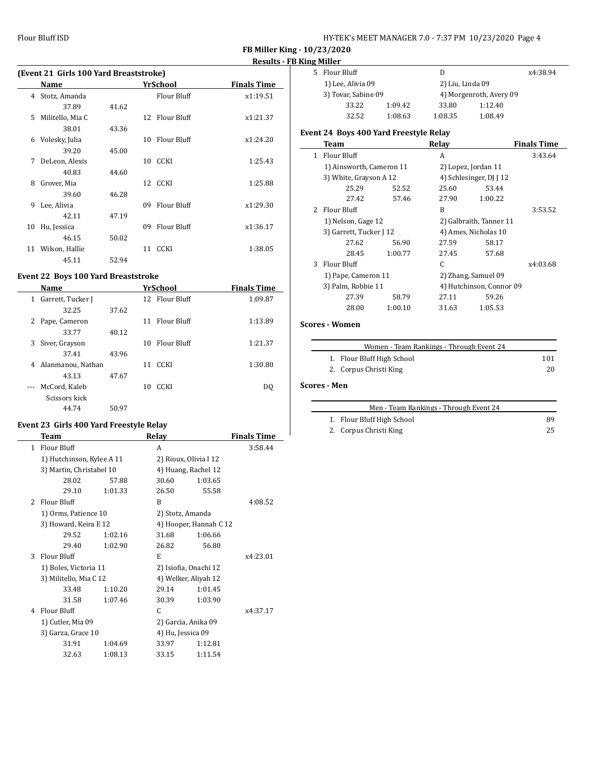**FB Miller King - 10/23/2020**

**Results - FB King Miller**

### (Event 21 Girls 100 Yard Breaststroke)

| | Name | | Yr | School | Finals Time |
|---|---|---|---|---|---|
| 4 | Stotz, Amanda | | | Flour Bluff | x1:19.51 |
| | 37.89 | 41.62 | | | |
| 5 | Militello, Mia C | | 12 | Flour Bluff | x1:21.37 |
| | 38.01 | 43.36 | | | |
| 6 | Volesky, Julia | | 10 | Flour Bluff | x1:24.20 |
| | 39.20 | 45.00 | | | |
| 7 | DeLeon, Alexis | | 10 | CCKI | 1:25.43 |
| | 40.83 | 44.60 | | | |
| 8 | Grover, Mia | | 12 | CCKI | 1:25.88 |
| | 39.60 | 46.28 | | | |
| 9 | Lee, Alivia | | 09 | Flour Bluff | x1:29.30 |
| | 42.11 | 47.19 | | | |
| 10 | Hu, Jessica | | 09 | Flour Bluff | x1:36.17 |
| | 46.15 | 50.02 | | | |
| 11 | Wilson, Hallie | | 11 | CCKI | 1:38.05 |
| | 45.11 | 52.94 | | | |

### Event 22 Boys 100 Yard Breaststroke

| | Name | | Yr | School | Finals Time |
|---|---|---|---|---|---|
| 1 | Garrett, Tucker J | | 12 | Flour Bluff | 1:09.87 |
| | 32.25 | 37.62 | | | |
| 2 | Pape, Cameron | | 11 | Flour Bluff | 1:13.89 |
| | 33.77 | 40.12 | | | |
| 3 | Siver, Grayson | | 10 | Flour Bluff | 1:21.37 |
| | 37.41 | 43.96 | | | |
| 4 | Alanmanou, Nathan | | 11 | CCKI | 1:30.80 |
| | 43.13 | 47.67 | | | |
| --- | McCord, Kaleb | | 10 | CCKI | DQ |
| | Scissors kick | | | | |
| | 44.74 | 50.97 | | | |

### Event 23 Girls 400 Yard Freestyle Relay

| | Team | | Relay | | Finals Time |
|---|---|---|---|---|---|
| 1 | Flour Bluff | | A | | 3:58.44 |
| | 1) Hutchinson, Kylee A 11 | | 2) Rioux, Olivia I 12 | | |
| | 3) Martin, Christabel 10 | | 4) Huang, Rachel 12 | | |
| | 28.02 | 57.88 | 30.60 | 1:03.65 | |
| | 29.10 | 1:01.33 | 26.50 | 55.58 | |
| 2 | Flour Bluff | | B | | 4:08.52 |
| | 1) Orms, Patience 10 | | 2) Stotz, Amanda | | |
| | 3) Howard, Keira E 12 | | 4) Hooper, Hannah C 12 | | |
| | 29.52 | 1:02.16 | 31.68 | 1:06.66 | |
| | 29.40 | 1:02.90 | 26.82 | 56.80 | |
| 3 | Flour Bluff | | E | | x4:23.01 |
| | 1) Boles, Victoria 11 | | 2) Isiofia, Onachi 12 | | |
| | 3) Militello, Mia C 12 | | 4) Welker, Aliyah 12 | | |
| | 33.48 | 1:10.20 | 29.14 | 1:01.45 | |
| | 31.58 | 1:07.46 | 30.39 | 1:03.90 | |
| 4 | Flour Bluff | | C | | x4:37.17 |
| | 1) Cutler, Mia 09 | | 2) Garcia, Anika 09 | | |
| | 3) Garza, Grace 10 | | 4) Hu, Jessica 09 | | |
| | 31.91 | 1:04.69 | 33.97 | 1:12.81 | |
| | 32.63 | 1:08.13 | 33.15 | 1:11.54 | |
| 5 | Flour Bluff | | D | | x4:38.94 |
| | 1) Lee, Alivia 09 | | 2) Liu, Linda 09 | | |
| | 3) Tovar, Sabine 09 | | 4) Morgenroth, Avery 09 | | |
| | 33.22 | 1:09.42 | 33.80 | 1:12.40 | |
| | 32.52 | 1:08.63 | 1:08.35 | 1:08.49 | |

### Event 24 Boys 400 Yard Freestyle Relay

| | Team | | Relay | | Finals Time |
|---|---|---|---|---|---|
| 1 | Flour Bluff | | A | | 3:43.64 |
| | 1) Ainsworth, Cameron 11 | | 2) Lopez, Jordan 11 | | |
| | 3) White, Grayson A 12 | | 4) Schlesinger, DJ J 12 | | |
| | 25.29 | 52.52 | 25.60 | 53.44 | |
| | 27.42 | 57.46 | 27.90 | 1:00.22 | |
| 2 | Flour Bluff | | B | | 3:53.52 |
| | 1) Nelson, Gage 12 | | 2) Galbraith, Tanner 11 | | |
| | 3) Garrett, Tucker J 12 | | 4) Ames, Nicholas 10 | | |
| | 27.62 | 56.90 | 27.59 | 58.17 | |
| | 28.45 | 1:00.77 | 27.45 | 57.68 | |
| 3 | Flour Bluff | | C | | x4:03.68 |
| | 1) Pape, Cameron 11 | | 2) Zhang, Samuel 09 | | |
| | 3) Palm, Robbie 11 | | 4) Hutchinson, Connor 09 | | |
| | 27.39 | 58.79 | 27.11 | 59.26 | |
| | 28.00 | 1:00.10 | 31.63 | 1:05.53 | |

### Scores - Women

| Women - Team Rankings - Through Event 24 | |
|---|---|
| 1. Flour Bluff High School | 101 |
| 2. Corpus Christi King | 20 |

### Scores - Men

| Men - Team Rankings - Through Event 24 | |
|---|---|
| 1. Flour Bluff High School | 89 |
| 2. Corpus Christi King | 25 |